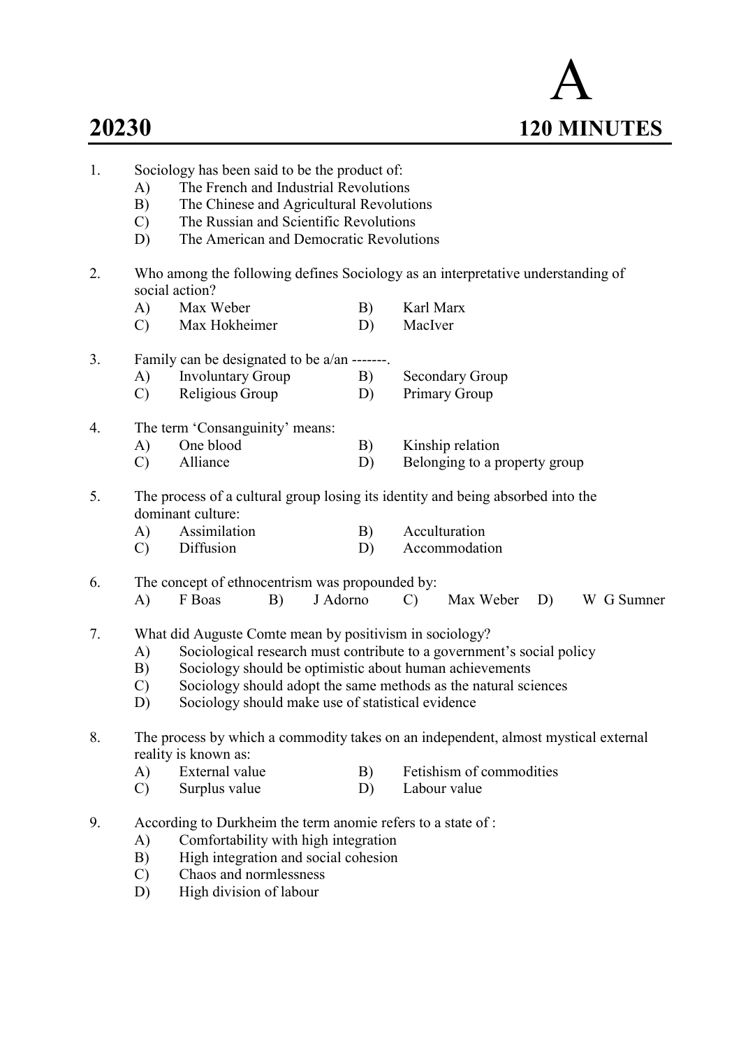**20230** **A** **120 MINUTES**

1. Sociology has been said to be the product of:
   - A) The French and Industrial Revolutions
   - B) The Chinese and Agricultural Revolutions
   - C) The Russian and Scientific Revolutions
   - D) The American and Democratic Revolutions

2. Who among the following defines Sociology as an interpretative understanding of social action?
   - A) Max Weber
   - B) Karl Marx
   - C) Max Hokheimer
   - D) MacIver

3. Family can be designated to be a/an -------.
   - A) Involuntary Group
   - B) Secondary Group
   - C) Religious Group
   - D) Primary Group

4. The term 'Consanguinity' means:
   - A) One blood
   - B) Kinship relation
   - C) Alliance
   - D) Belonging to a property group

5. The process of a cultural group losing its identity and being absorbed into the dominant culture:
   - A) Assimilation
   - B) Acculturation
   - C) Diffusion
   - D) Accommodation

6. The concept of ethnocentrism was propounded by:
   - A) F Boas
   - B) J Adorno
   - C) Max Weber
   - D) W G Sumner

7. What did Auguste Comte mean by positivism in sociology?
   - A) Sociological research must contribute to a government's social policy
   - B) Sociology should be optimistic about human achievements
   - C) Sociology should adopt the same methods as the natural sciences
   - D) Sociology should make use of statistical evidence

8. The process by which a commodity takes on an independent, almost mystical external reality is known as:
   - A) External value
   - B) Fetishism of commodities
   - C) Surplus value
   - D) Labour value

9. According to Durkheim the term anomie refers to a state of :
   - A) Comfortability with high integration
   - B) High integration and social cohesion
   - C) Chaos and normlessness
   - D) High division of labour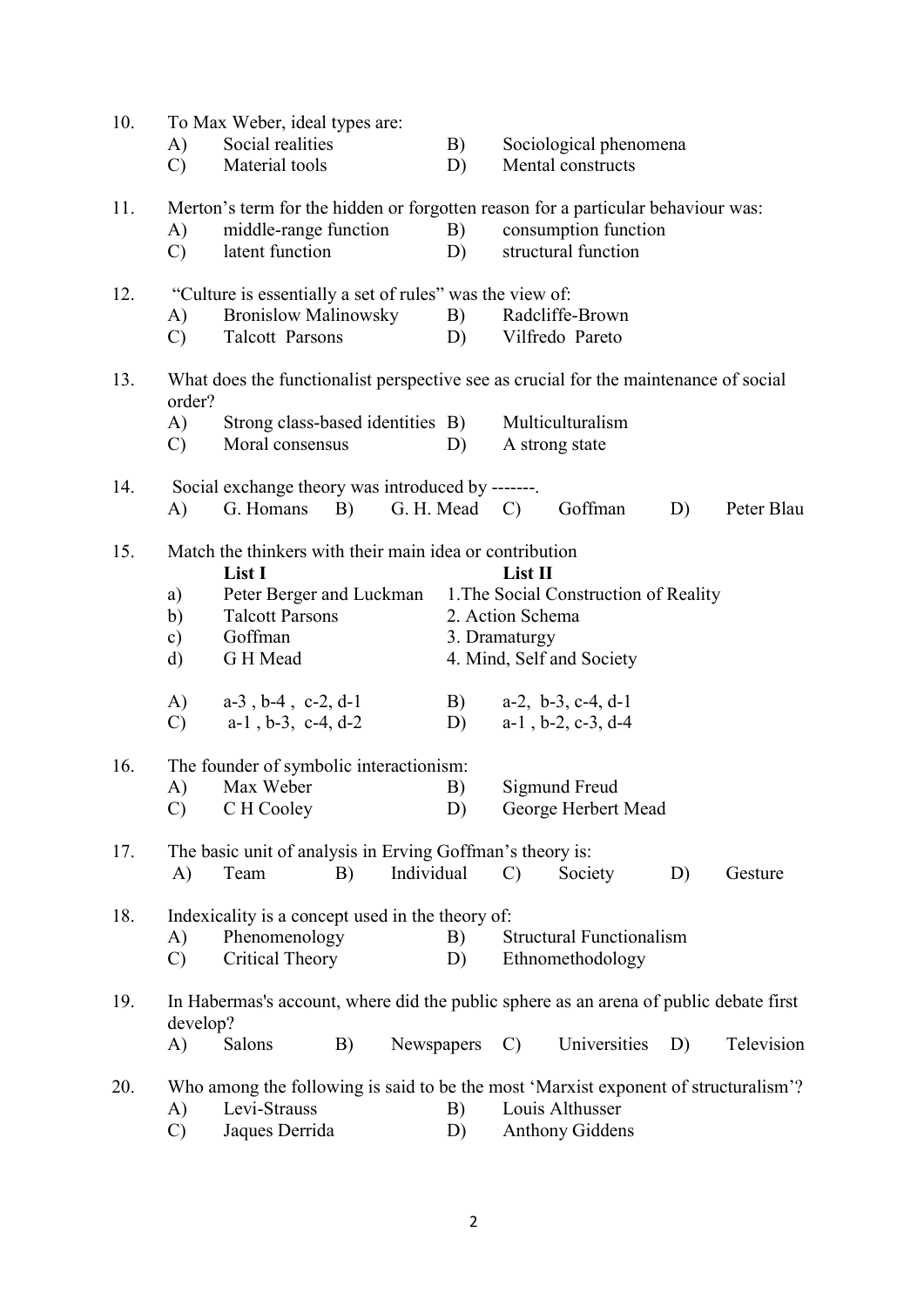10. To Max Weber, ideal types are:
    - A) Social realities
    - B) Sociological phenomena
    - C) Material tools
    - D) Mental constructs

11. Merton's term for the hidden or forgotten reason for a particular behaviour was:
    - A) middle-range function
    - B) consumption function
    - C) latent function
    - D) structural function

12. "Culture is essentially a set of rules" was the view of:
    - A) Bronislow Malinowsky
    - B) Radcliffe-Brown
    - C) Talcott Parsons
    - D) Vilfredo Pareto

13. What does the functionalist perspective see as crucial for the maintenance of social order?
    - A) Strong class-based identities
    - B) Multiculturalism
    - C) Moral consensus
    - D) A strong state

14. Social exchange theory was introduced by -------.
    - A) G. Homans
    - B) G. H. Mead
    - C) Goffman
    - D) Peter Blau

15. Match the thinkers with their main idea or contribution

| | List I | List II |
|---|---|---|
| a) | Peter Berger and Luckman | 1.The Social Construction of Reality |
| b) | Talcott Parsons | 2. Action Schema |
| c) | Goffman | 3. Dramaturgy |
| d) | G H Mead | 4. Mind, Self and Society |

    - A) a-3 , b-4 , c-2, d-1
    - B) a-2, b-3, c-4, d-1
    - C) a-1 , b-3, c-4, d-2
    - D) a-1 , b-2, c-3, d-4

16. The founder of symbolic interactionism:
    - A) Max Weber
    - B) Sigmund Freud
    - C) C H Cooley
    - D) George Herbert Mead

17. The basic unit of analysis in Erving Goffman's theory is:
    - A) Team
    - B) Individual
    - C) Society
    - D) Gesture

18. Indexicality is a concept used in the theory of:
    - A) Phenomenology
    - B) Structural Functionalism
    - C) Critical Theory
    - D) Ethnomethodology

19. In Habermas's account, where did the public sphere as an arena of public debate first develop?
    - A) Salons
    - B) Newspapers
    - C) Universities
    - D) Television

20. Who among the following is said to be the most 'Marxist exponent of structuralism'?
    - A) Levi-Strauss
    - B) Louis Althusser
    - C) Jaques Derrida
    - D) Anthony Giddens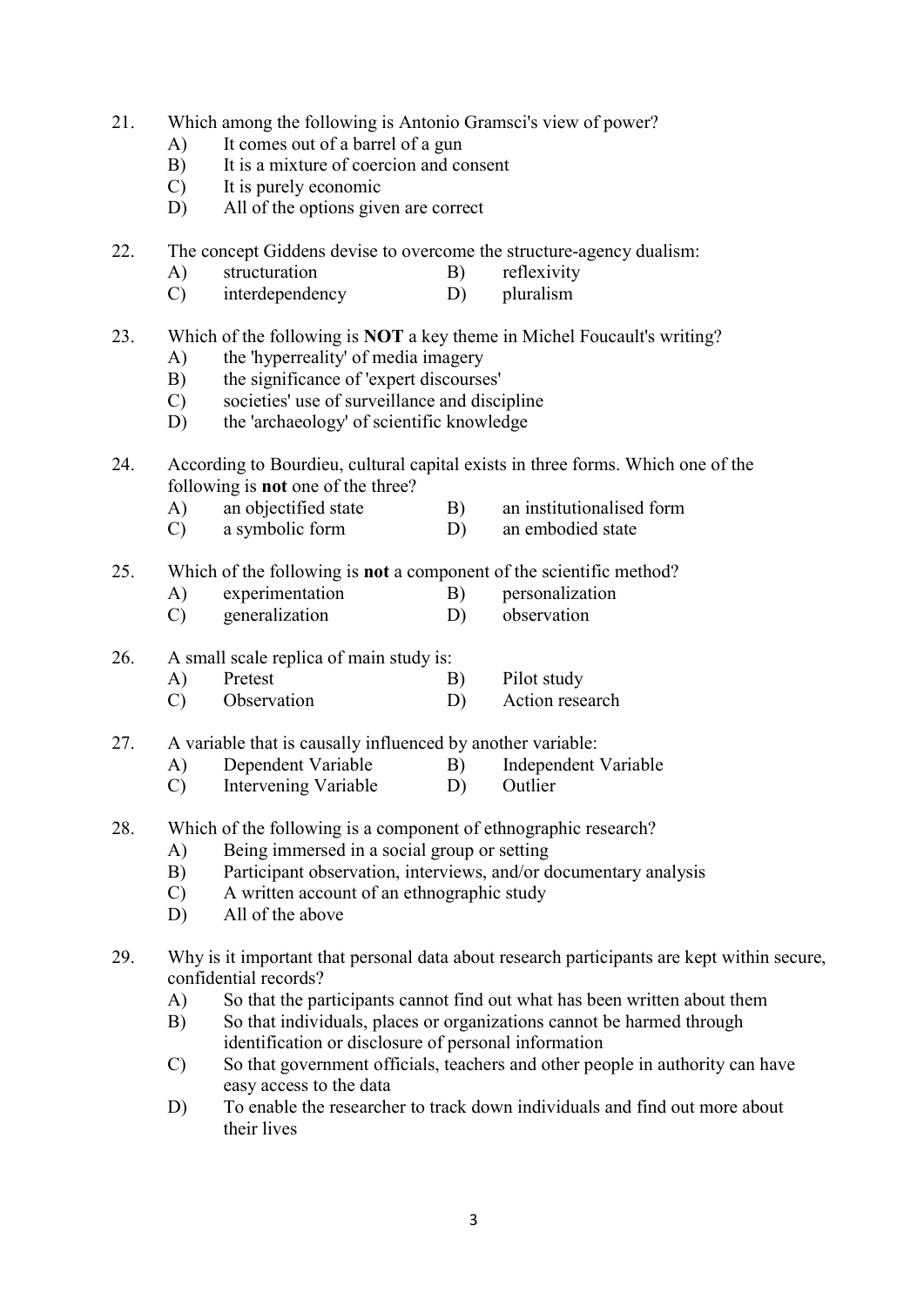21. Which among the following is Antonio Gramsci's view of power?
    - A) It comes out of a barrel of a gun
    - B) It is a mixture of coercion and consent
    - C) It is purely economic
    - D) All of the options given are correct

22. The concept Giddens devise to overcome the structure-agency dualism:
    - A) structuration
    - B) reflexivity
    - C) interdependency
    - D) pluralism

23. Which of the following is **NOT** a key theme in Michel Foucault's writing?
    - A) the 'hyperreality' of media imagery
    - B) the significance of 'expert discourses'
    - C) societies' use of surveillance and discipline
    - D) the 'archaeology' of scientific knowledge

24. According to Bourdieu, cultural capital exists in three forms. Which one of the following is **not** one of the three?
    - A) an objectified state
    - B) an institutionalised form
    - C) a symbolic form
    - D) an embodied state

25. Which of the following is **not** a component of the scientific method?
    - A) experimentation
    - B) personalization
    - C) generalization
    - D) observation

26. A small scale replica of main study is:
    - A) Pretest
    - B) Pilot study
    - C) Observation
    - D) Action research

27. A variable that is causally influenced by another variable:
    - A) Dependent Variable
    - B) Independent Variable
    - C) Intervening Variable
    - D) Outlier

28. Which of the following is a component of ethnographic research?
    - A) Being immersed in a social group or setting
    - B) Participant observation, interviews, and/or documentary analysis
    - C) A written account of an ethnographic study
    - D) All of the above

29. Why is it important that personal data about research participants are kept within secure, confidential records?
    - A) So that the participants cannot find out what has been written about them
    - B) So that individuals, places or organizations cannot be harmed through identification or disclosure of personal information
    - C) So that government officials, teachers and other people in authority can have easy access to the data
    - D) To enable the researcher to track down individuals and find out more about their lives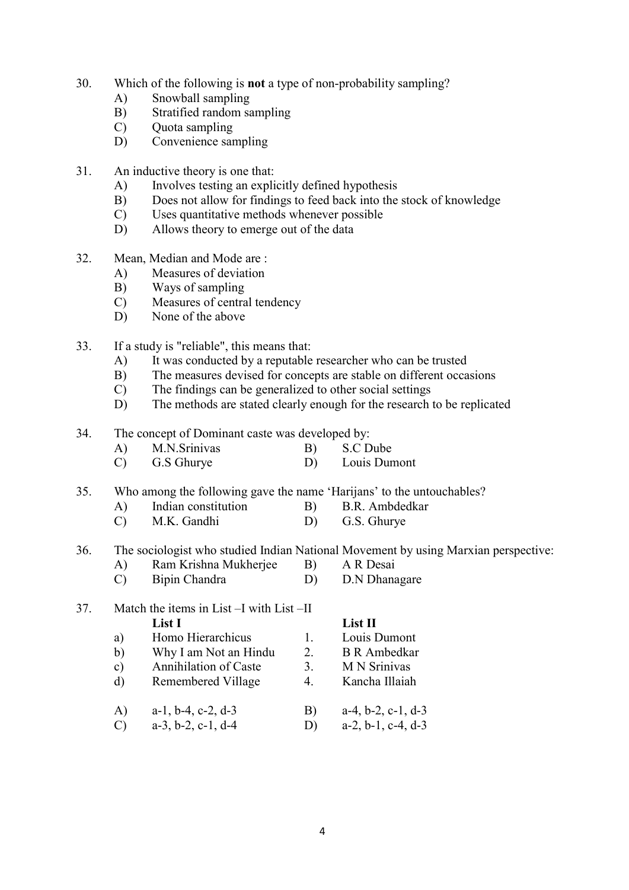30. Which of the following is **not** a type of non-probability sampling?
    - A) Snowball sampling
    - B) Stratified random sampling
    - C) Quota sampling
    - D) Convenience sampling

31. An inductive theory is one that:
    - A) Involves testing an explicitly defined hypothesis
    - B) Does not allow for findings to feed back into the stock of knowledge
    - C) Uses quantitative methods whenever possible
    - D) Allows theory to emerge out of the data

32. Mean, Median and Mode are :
    - A) Measures of deviation
    - B) Ways of sampling
    - C) Measures of central tendency
    - D) None of the above

33. If a study is "reliable", this means that:
    - A) It was conducted by a reputable researcher who can be trusted
    - B) The measures devised for concepts are stable on different occasions
    - C) The findings can be generalized to other social settings
    - D) The methods are stated clearly enough for the research to be replicated

34. The concept of Dominant caste was developed by:
    - A) M.N.Srinivas
    - B) S.C Dube
    - C) G.S Ghurye
    - D) Louis Dumont

35. Who among the following gave the name 'Harijans' to the untouchables?
    - A) Indian constitution
    - B) B.R. Ambdedkar
    - C) M.K. Gandhi
    - D) G.S. Ghurye

36. The sociologist who studied Indian National Movement by using Marxian perspective:
    - A) Ram Krishna Mukherjee
    - B) A R Desai
    - C) Bipin Chandra
    - D) D.N Dhanagare

37. Match the items in List –I with List –II

| | List I | | List II |
|---|---|---|---|
| a) | Homo Hierarchicus | 1. | Louis Dumont |
| b) | Why I am Not an Hindu | 2. | B R Ambedkar |
| c) | Annihilation of Caste | 3. | M N Srinivas |
| d) | Remembered Village | 4. | Kancha Illaiah |

   - A) a-1, b-4, c-2, d-3
   - B) a-4, b-2, c-1, d-3
   - C) a-3, b-2, c-1, d-4
   - D) a-2, b-1, c-4, d-3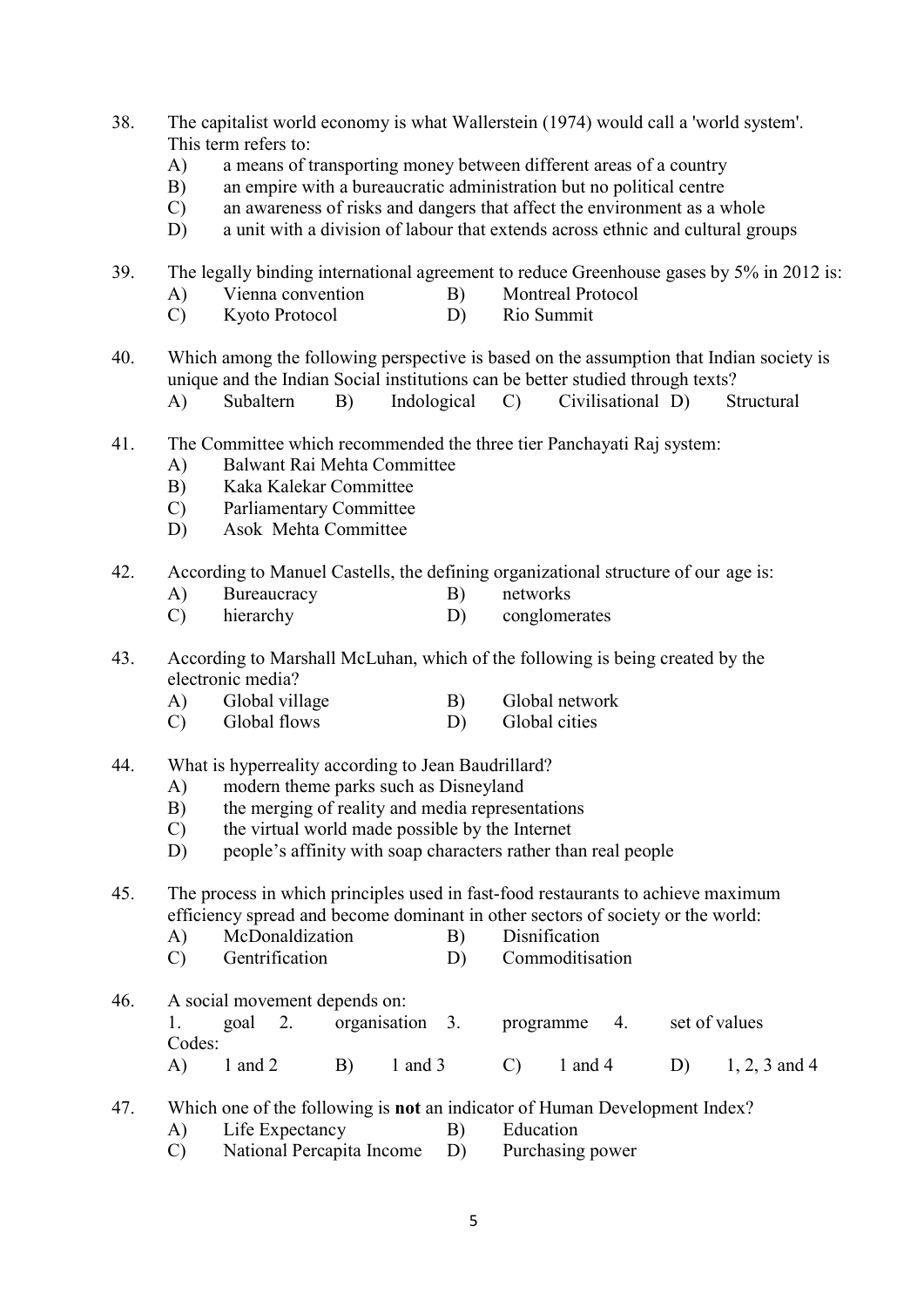38. The capitalist world economy is what Wallerstein (1974) would call a 'world system'. This term refers to:
    - A) a means of transporting money between different areas of a country
    - B) an empire with a bureaucratic administration but no political centre
    - C) an awareness of risks and dangers that affect the environment as a whole
    - D) a unit with a division of labour that extends across ethnic and cultural groups

39. The legally binding international agreement to reduce Greenhouse gases by 5% in 2012 is:
    - A) Vienna convention
    - B) Montreal Protocol
    - C) Kyoto Protocol
    - D) Rio Summit

40. Which among the following perspective is based on the assumption that Indian society is unique and the Indian Social institutions can be better studied through texts?
    - A) Subaltern
    - B) Indological
    - C) Civilisational
    - D) Structural

41. The Committee which recommended the three tier Panchayati Raj system:
    - A) Balwant Rai Mehta Committee
    - B) Kaka Kalekar Committee
    - C) Parliamentary Committee
    - D) Asok Mehta Committee

42. According to Manuel Castells, the defining organizational structure of our age is:
    - A) Bureaucracy
    - B) networks
    - C) hierarchy
    - D) conglomerates

43. According to Marshall McLuhan, which of the following is being created by the electronic media?
    - A) Global village
    - B) Global network
    - C) Global flows
    - D) Global cities

44. What is hyperreality according to Jean Baudrillard?
    - A) modern theme parks such as Disneyland
    - B) the merging of reality and media representations
    - C) the virtual world made possible by the Internet
    - D) people's affinity with soap characters rather than real people

45. The process in which principles used in fast-food restaurants to achieve maximum efficiency spread and become dominant in other sectors of society or the world:
    - A) McDonaldization
    - B) Disnification
    - C) Gentrification
    - D) Commoditisation

46. A social movement depends on:

    1. goal 2. organisation 3. programme 4. set of values

    Codes:
    - A) 1 and 2
    - B) 1 and 3
    - C) 1 and 4
    - D) 1, 2, 3 and 4

47. Which one of the following is **not** an indicator of Human Development Index?
    - A) Life Expectancy
    - B) Education
    - C) National Percapita Income
    - D) Purchasing power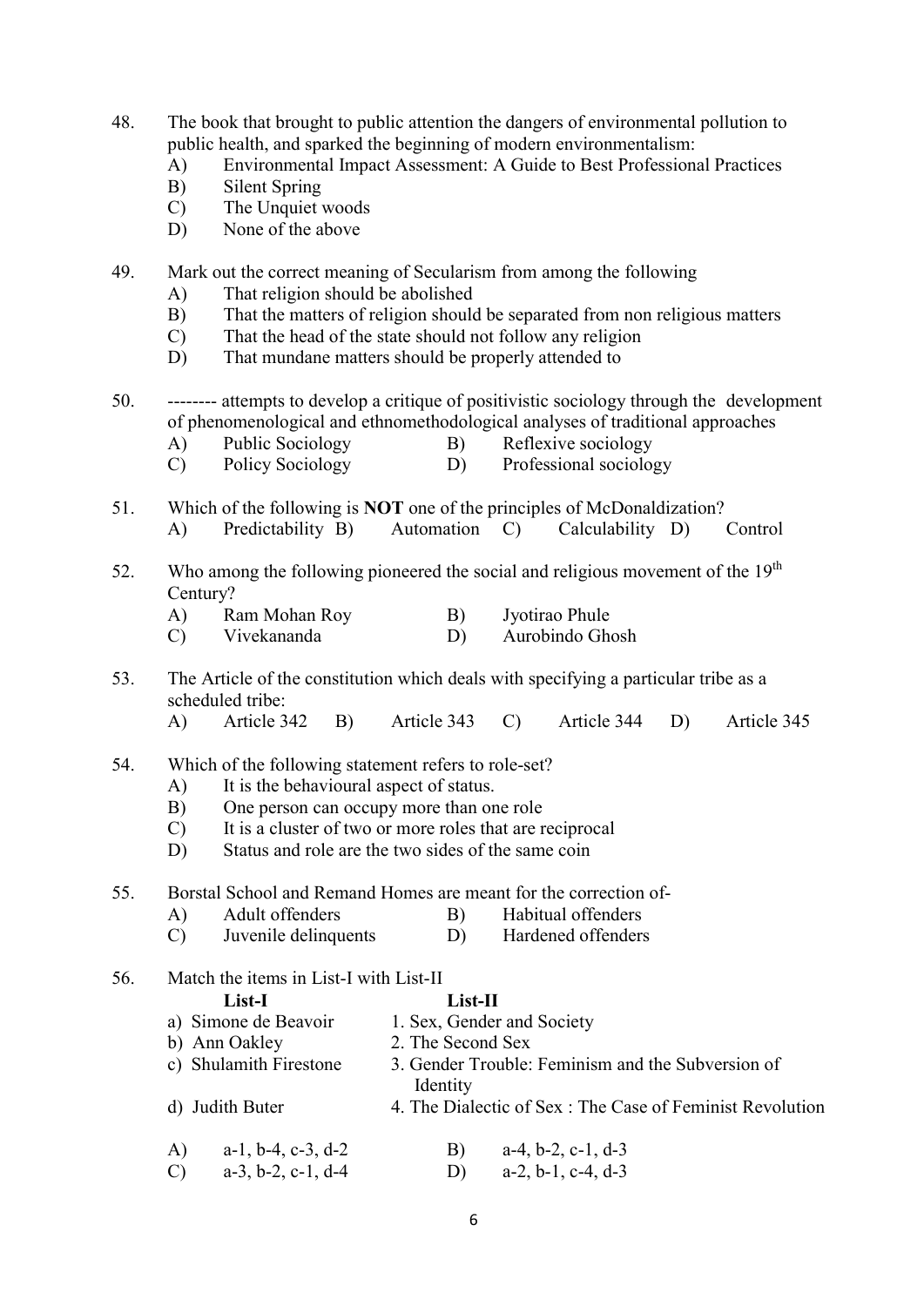48. The book that brought to public attention the dangers of environmental pollution to public health, and sparked the beginning of modern environmentalism:
    - A) Environmental Impact Assessment: A Guide to Best Professional Practices
    - B) Silent Spring
    - C) The Unquiet woods
    - D) None of the above

49. Mark out the correct meaning of Secularism from among the following
    - A) That religion should be abolished
    - B) That the matters of religion should be separated from non religious matters
    - C) That the head of the state should not follow any religion
    - D) That mundane matters should be properly attended to

50. -------- attempts to develop a critique of positivistic sociology through the development of phenomenological and ethnomethodological analyses of traditional approaches
    - A) Public Sociology
    - B) Reflexive sociology
    - C) Policy Sociology
    - D) Professional sociology

51. Which of the following is **NOT** one of the principles of McDonaldization?
    - A) Predictability
    - B) Automation
    - C) Calculability
    - D) Control

52. Who among the following pioneered the social and religious movement of the 19th Century?
    - A) Ram Mohan Roy
    - B) Jyotirao Phule
    - C) Vivekananda
    - D) Aurobindo Ghosh

53. The Article of the constitution which deals with specifying a particular tribe as a scheduled tribe:
    - A) Article 342
    - B) Article 343
    - C) Article 344
    - D) Article 345

54. Which of the following statement refers to role-set?
    - A) It is the behavioural aspect of status.
    - B) One person can occupy more than one role
    - C) It is a cluster of two or more roles that are reciprocal
    - D) Status and role are the two sides of the same coin

55. Borstal School and Remand Homes are meant for the correction of-
    - A) Adult offenders
    - B) Habitual offenders
    - C) Juvenile delinquents
    - D) Hardened offenders

56. Match the items in List-I with List-II

| List-I | List-II |
|---|---|
| a) Simone de Beavoir | 1. Sex, Gender and Society |
| b) Ann Oakley | 2. The Second Sex |
| c) Shulamith Firestone | 3. Gender Trouble: Feminism and the Subversion of Identity |
| d) Judith Buter | 4. The Dialectic of Sex : The Case of Feminist Revolution |

- A) a-1, b-4, c-3, d-2
- B) a-4, b-2, c-1, d-3
- C) a-3, b-2, c-1, d-4
- D) a-2, b-1, c-4, d-3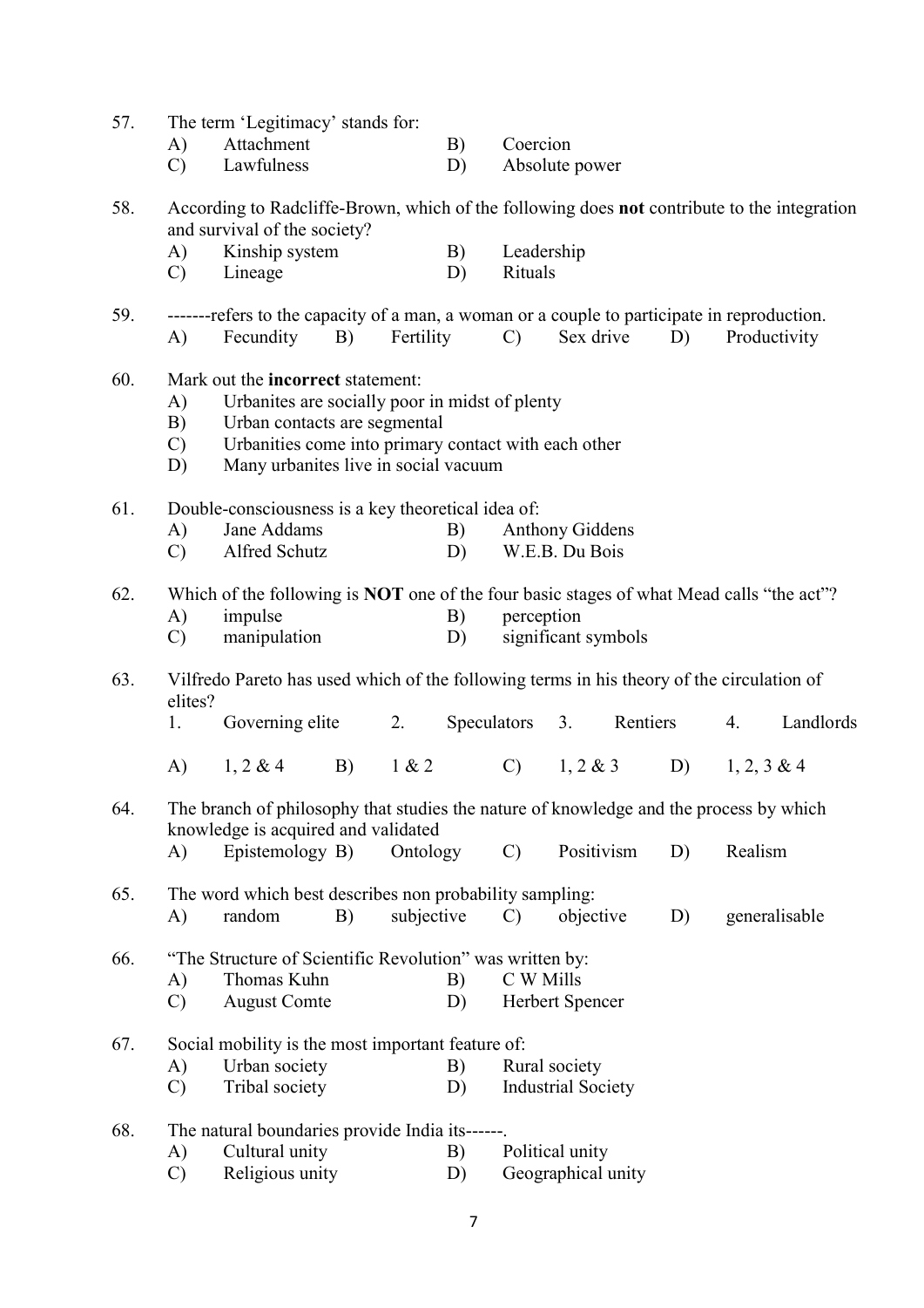57. The term 'Legitimacy' stands for:
    A) Attachment
    B) Coercion
    C) Lawfulness
    D) Absolute power

58. According to Radcliffe-Brown, which of the following does **not** contribute to the integration and survival of the society?
    A) Kinship system
    B) Leadership
    C) Lineage
    D) Rituals

59. -------refers to the capacity of a man, a woman or a couple to participate in reproduction.
    A) Fecundity
    B) Fertility
    C) Sex drive
    D) Productivity

60. Mark out the **incorrect** statement:
    A) Urbanites are socially poor in midst of plenty
    B) Urban contacts are segmental
    C) Urbanities come into primary contact with each other
    D) Many urbanites live in social vacuum

61. Double-consciousness is a key theoretical idea of:
    A) Jane Addams
    B) Anthony Giddens
    C) Alfred Schutz
    D) W.E.B. Du Bois

62. Which of the following is **NOT** one of the four basic stages of what Mead calls "the act"?
    A) impulse
    B) perception
    C) manipulation
    D) significant symbols

63. Vilfredo Pareto has used which of the following terms in his theory of the circulation of elites?
    1. Governing elite
    2. Speculators
    3. Rentiers
    4. Landlords

    A) 1, 2 & 4
    B) 1 & 2
    C) 1, 2 & 3
    D) 1, 2, 3 & 4

64. The branch of philosophy that studies the nature of knowledge and the process by which knowledge is acquired and validated
    A) Epistemology
    B) Ontology
    C) Positivism
    D) Realism

65. The word which best describes non probability sampling:
    A) random
    B) subjective
    C) objective
    D) generalisable

66. "The Structure of Scientific Revolution" was written by:
    A) Thomas Kuhn
    B) C W Mills
    C) August Comte
    D) Herbert Spencer

67. Social mobility is the most important feature of:
    A) Urban society
    B) Rural society
    C) Tribal society
    D) Industrial Society

68. The natural boundaries provide India its------.
    A) Cultural unity
    B) Political unity
    C) Religious unity
    D) Geographical unity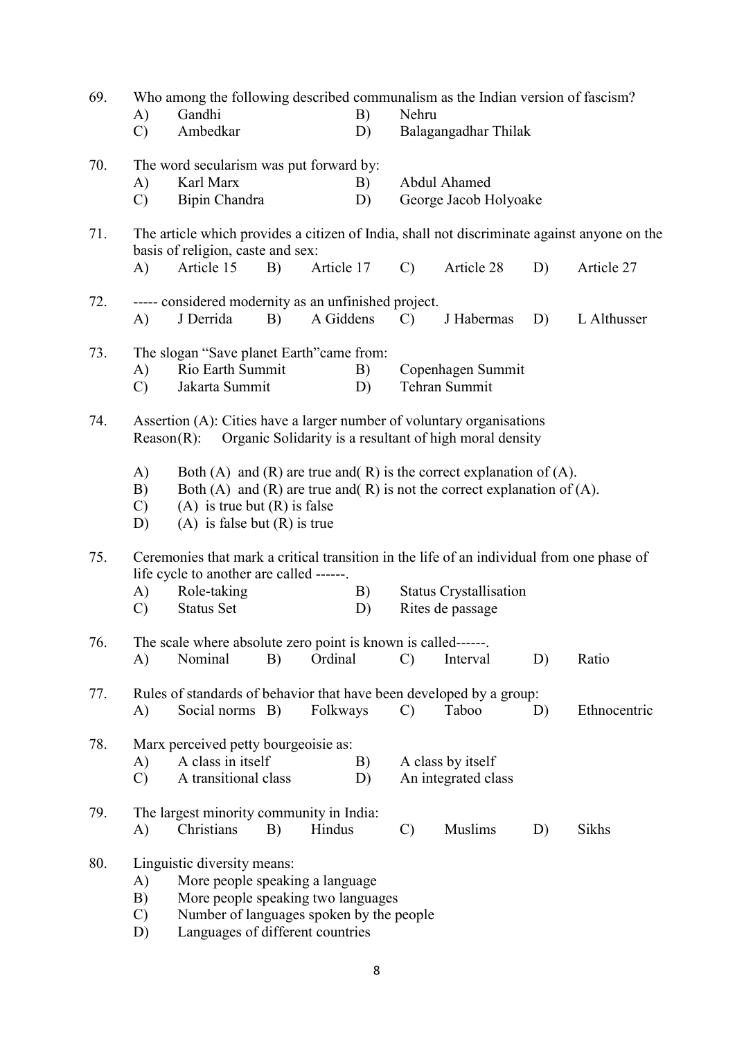69. Who among the following described communalism as the Indian version of fascism?

A) Gandhi
B) Nehru
C) Ambedkar
D) Balagangadhar Thilak

70. The word secularism was put forward by:

A) Karl Marx
B) Abdul Ahamed
C) Bipin Chandra
D) George Jacob Holyoake

71. The article which provides a citizen of India, shall not discriminate against anyone on the basis of religion, caste and sex:

A) Article 15
B) Article 17
C) Article 28
D) Article 27

72. ----- considered modernity as an unfinished project.

A) J Derrida
B) A Giddens
C) J Habermas
D) L Althusser

73. The slogan "Save planet Earth"came from:

A) Rio Earth Summit
B) Copenhagen Summit
C) Jakarta Summit
D) Tehran Summit

74. Assertion (A): Cities have a larger number of voluntary organisations
Reason(R): Organic Solidarity is a resultant of high moral density

A) Both (A) and (R) are true and( R) is the correct explanation of (A).
B) Both (A) and (R) are true and( R) is not the correct explanation of (A).
C) (A) is true but (R) is false
D) (A) is false but (R) is true

75. Ceremonies that mark a critical transition in the life of an individual from one phase of life cycle to another are called ------.

A) Role-taking
B) Status Crystallisation
C) Status Set
D) Rites de passage

76. The scale where absolute zero point is known is called------.

A) Nominal
B) Ordinal
C) Interval
D) Ratio

77. Rules of standards of behavior that have been developed by a group:

A) Social norms
B) Folkways
C) Taboo
D) Ethnocentric

78. Marx perceived petty bourgeoisie as:

A) A class in itself
B) A class by itself
C) A transitional class
D) An integrated class

79. The largest minority community in India:

A) Christians
B) Hindus
C) Muslims
D) Sikhs

80. Linguistic diversity means:

A) More people speaking a language
B) More people speaking two languages
C) Number of languages spoken by the people
D) Languages of different countries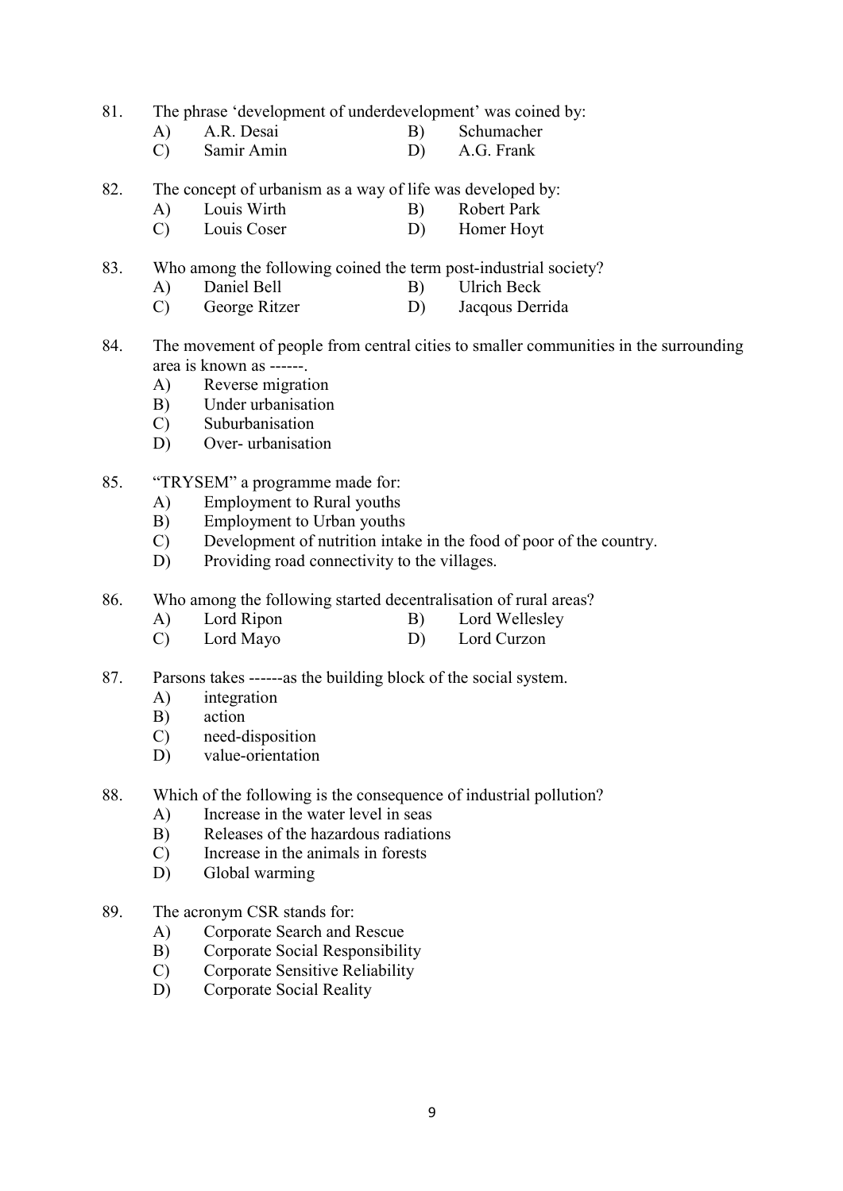81. The phrase 'development of underdevelopment' was coined by:
   - A) A.R. Desai
   - B) Schumacher
   - C) Samir Amin
   - D) A.G. Frank

82. The concept of urbanism as a way of life was developed by:
   - A) Louis Wirth
   - B) Robert Park
   - C) Louis Coser
   - D) Homer Hoyt

83. Who among the following coined the term post-industrial society?
   - A) Daniel Bell
   - B) Ulrich Beck
   - C) George Ritzer
   - D) Jacqous Derrida

84. The movement of people from central cities to smaller communities in the surrounding area is known as ------.
   - A) Reverse migration
   - B) Under urbanisation
   - C) Suburbanisation
   - D) Over- urbanisation

85. "TRYSEM" a programme made for:
   - A) Employment to Rural youths
   - B) Employment to Urban youths
   - C) Development of nutrition intake in the food of poor of the country.
   - D) Providing road connectivity to the villages.

86. Who among the following started decentralisation of rural areas?
   - A) Lord Ripon
   - B) Lord Wellesley
   - C) Lord Mayo
   - D) Lord Curzon

87. Parsons takes ------as the building block of the social system.
   - A) integration
   - B) action
   - C) need-disposition
   - D) value-orientation

88. Which of the following is the consequence of industrial pollution?
   - A) Increase in the water level in seas
   - B) Releases of the hazardous radiations
   - C) Increase in the animals in forests
   - D) Global warming

89. The acronym CSR stands for:
   - A) Corporate Search and Rescue
   - B) Corporate Social Responsibility
   - C) Corporate Sensitive Reliability
   - D) Corporate Social Reality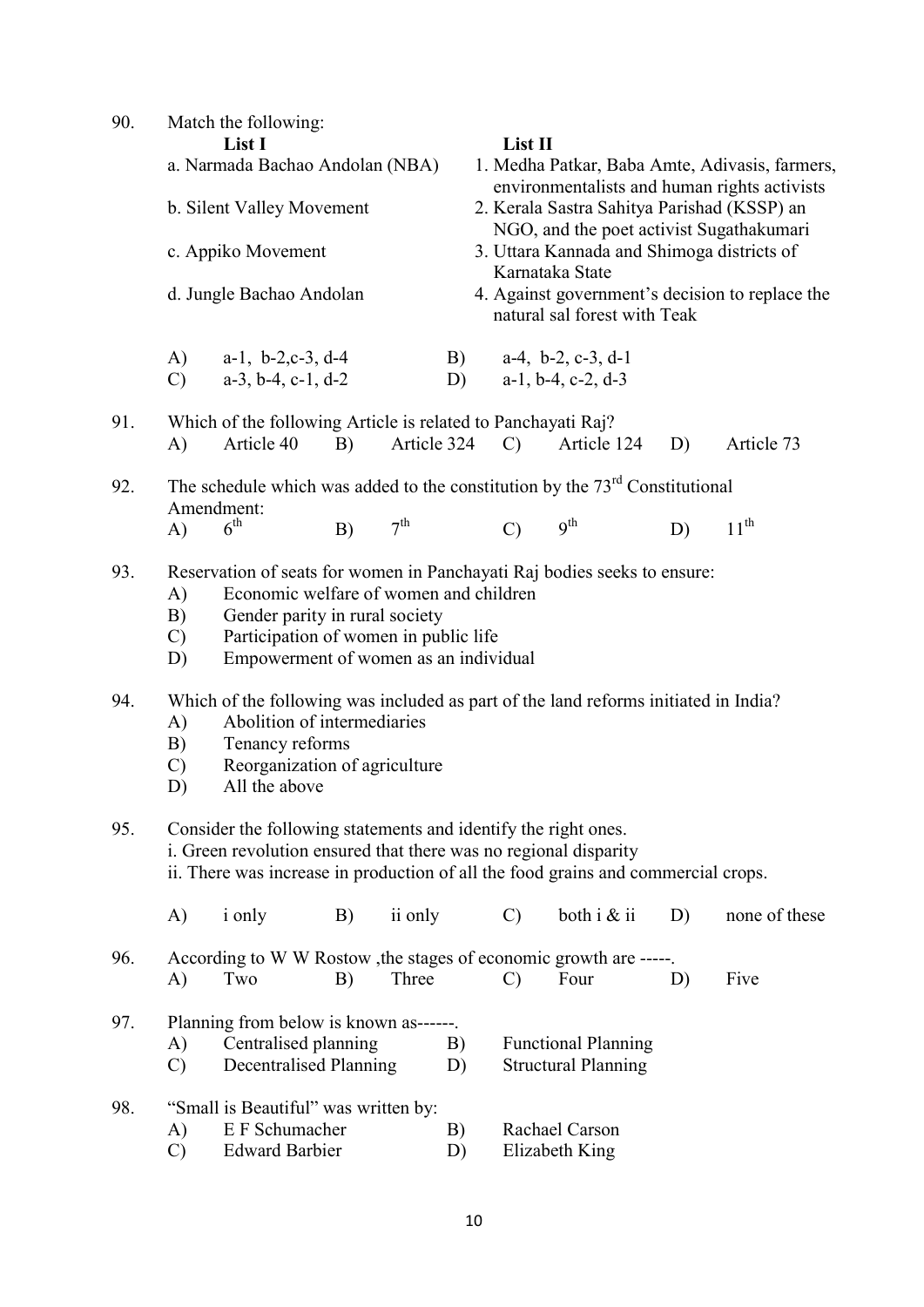90. Match the following:

| List I | List II |
|---|---|
| a. Narmada Bachao Andolan (NBA) | 1. Medha Patkar, Baba Amte, Adivasis, farmers, environmentalists and human rights activists |
| b. Silent Valley Movement | 2. Kerala Sastra Sahitya Parishad (KSSP) an NGO, and the poet activist Sugathakumari |
| c. Appiko Movement | 3. Uttara Kannada and Shimoga districts of Karnataka State |
| d. Jungle Bachao Andolan | 4. Against government's decision to replace the natural sal forest with Teak |

A) a-1, b-2,c-3, d-4  
B) a-4, b-2, c-3, d-1  
C) a-3, b-4, c-1, d-2  
D) a-1, b-4, c-2, d-3

91. Which of the following Article is related to Panchayati Raj?  
A) Article 40  B) Article 324  C) Article 124  D) Article 73

92. The schedule which was added to the constitution by the 73rd Constitutional Amendment:  
A) 6th  B) 7th  C) 9th  D) 11th

93. Reservation of seats for women in Panchayati Raj bodies seeks to ensure:  
A) Economic welfare of women and children  
B) Gender parity in rural society  
C) Participation of women in public life  
D) Empowerment of women as an individual

94. Which of the following was included as part of the land reforms initiated in India?  
A) Abolition of intermediaries  
B) Tenancy reforms  
C) Reorganization of agriculture  
D) All the above

95. Consider the following statements and identify the right ones.  
i. Green revolution ensured that there was no regional disparity  
ii. There was increase in production of all the food grains and commercial crops.

A) i only  B) ii only  C) both i & ii  D) none of these

96. According to W W Rostow ,the stages of economic growth are -----.  
A) Two  B) Three  C) Four  D) Five

97. Planning from below is known as------.  
A) Centralised planning  
B) Functional Planning  
C) Decentralised Planning  
D) Structural Planning

98. "Small is Beautiful" was written by:  
A) E F Schumacher  
B) Rachael Carson  
C) Edward Barbier  
D) Elizabeth King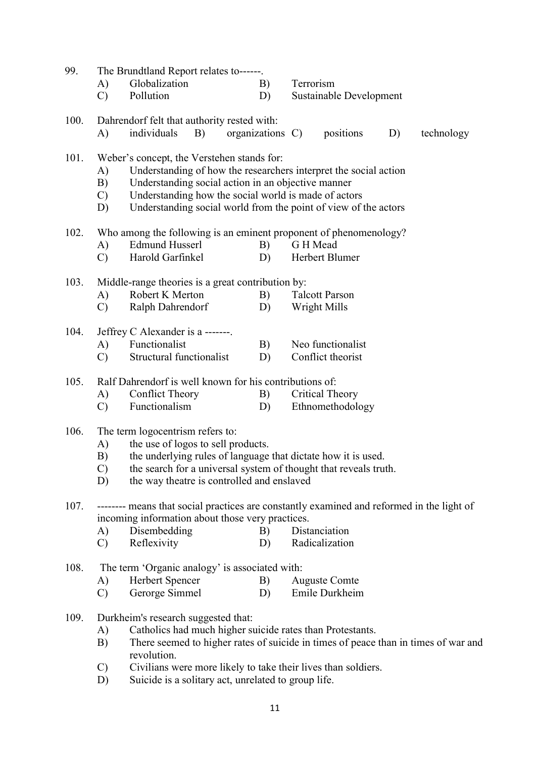99. The Brundtland Report relates to------.
  - A) Globalization
  - B) Terrorism
  - C) Pollution
  - D) Sustainable Development

100. Dahrendorf felt that authority rested with:
  - A) individuals
  - B) organizations
  - C) positions
  - D) technology

101. Weber's concept, the Verstehen stands for:
  - A) Understanding of how the researchers interpret the social action
  - B) Understanding social action in an objective manner
  - C) Understanding how the social world is made of actors
  - D) Understanding social world from the point of view of the actors

102. Who among the following is an eminent proponent of phenomenology?
  - A) Edmund Husserl
  - B) G H Mead
  - C) Harold Garfinkel
  - D) Herbert Blumer

103. Middle-range theories is a great contribution by:
  - A) Robert K Merton
  - B) Talcott Parson
  - C) Ralph Dahrendorf
  - D) Wright Mills

104. Jeffrey C Alexander is a -------.
  - A) Functionalist
  - B) Neo functionalist
  - C) Structural functionalist
  - D) Conflict theorist

105. Ralf Dahrendorf is well known for his contributions of:
  - A) Conflict Theory
  - B) Critical Theory
  - C) Functionalism
  - D) Ethnomethodology

106. The term logocentrism refers to:
  - A) the use of logos to sell products.
  - B) the underlying rules of language that dictate how it is used.
  - C) the search for a universal system of thought that reveals truth.
  - D) the way theatre is controlled and enslaved

107. -------- means that social practices are constantly examined and reformed in the light of incoming information about those very practices.
  - A) Disembedding
  - B) Distanciation
  - C) Reflexivity
  - D) Radicalization

108. The term 'Organic analogy' is associated with:
  - A) Herbert Spencer
  - B) Auguste Comte
  - C) Gerorge Simmel
  - D) Emile Durkheim

109. Durkheim's research suggested that:
  - A) Catholics had much higher suicide rates than Protestants.
  - B) There seemed to higher rates of suicide in times of peace than in times of war and revolution.
  - C) Civilians were more likely to take their lives than soldiers.
  - D) Suicide is a solitary act, unrelated to group life.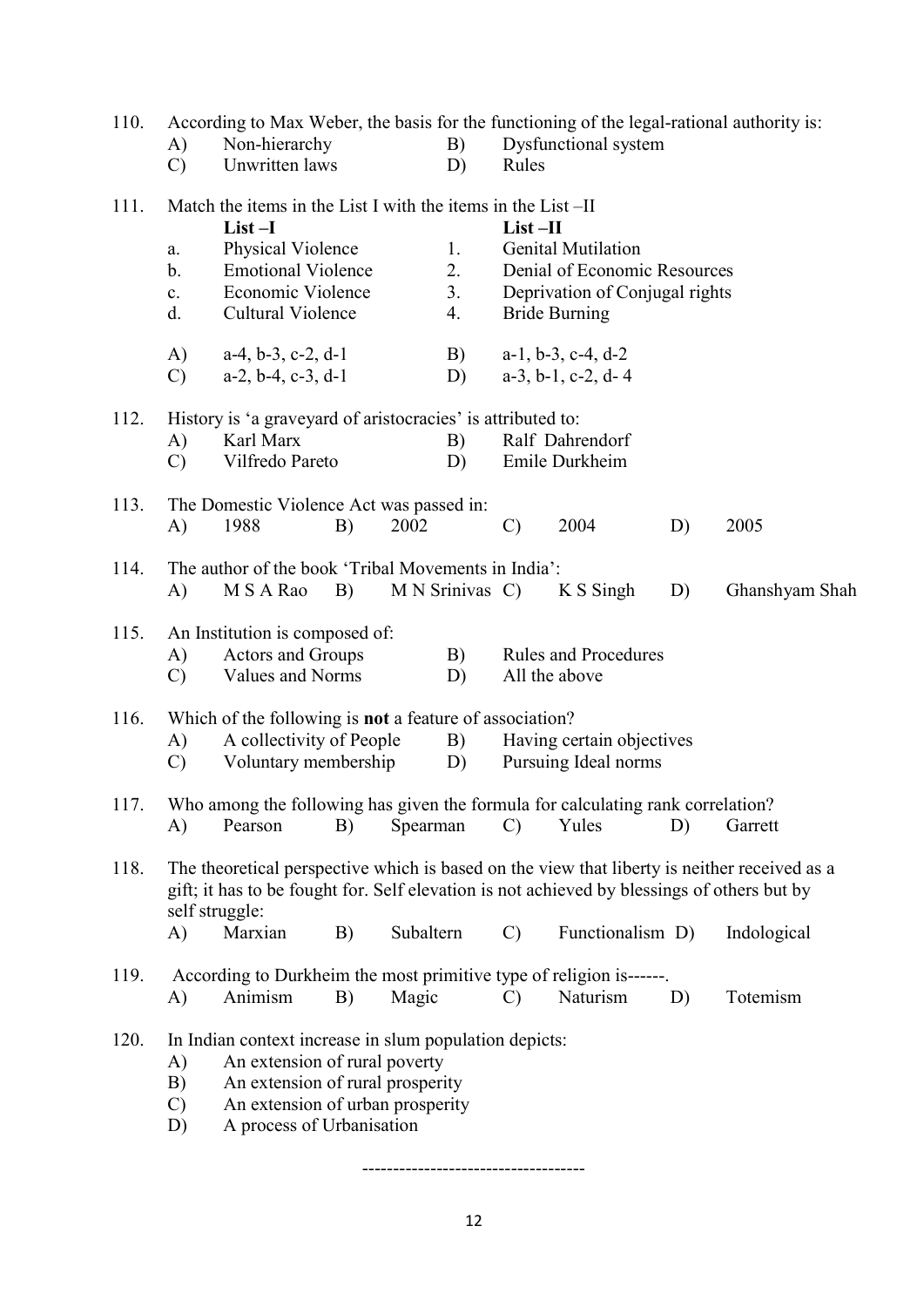110. According to Max Weber, the basis for the functioning of the legal-rational authority is:

A) Non-hierarchy  B) Dysfunctional system
C) Unwritten laws  D) Rules

111. Match the items in the List I with the items in the List –II

| | List –I | | List –II |
|---|---|---|---|
| a. | Physical Violence | 1. | Genital Mutilation |
| b. | Emotional Violence | 2. | Denial of Economic Resources |
| c. | Economic Violence | 3. | Deprivation of Conjugal rights |
| d. | Cultural Violence | 4. | Bride Burning |

A) a-4, b-3, c-2, d-1  B) a-1, b-3, c-4, d-2
C) a-2, b-4, c-3, d-1  D) a-3, b-1, c-2, d- 4

112. History is 'a graveyard of aristocracies' is attributed to:

A) Karl Marx  B) Ralf Dahrendorf
C) Vilfredo Pareto  D) Emile Durkheim

113. The Domestic Violence Act was passed in:

A) 1988  B) 2002  C) 2004  D) 2005

114. The author of the book 'Tribal Movements in India':

A) M S A Rao  B) M N Srinivas  C) K S Singh  D) Ghanshyam Shah

115. An Institution is composed of:

A) Actors and Groups  B) Rules and Procedures
C) Values and Norms  D) All the above

116. Which of the following is **not** a feature of association?

A) A collectivity of People  B) Having certain objectives
C) Voluntary membership  D) Pursuing Ideal norms

117. Who among the following has given the formula for calculating rank correlation?

A) Pearson  B) Spearman  C) Yules  D) Garrett

118. The theoretical perspective which is based on the view that liberty is neither received as a gift; it has to be fought for. Self elevation is not achieved by blessings of others but by self struggle:

A) Marxian  B) Subaltern  C) Functionalism  D) Indological

119. According to Durkheim the most primitive type of religion is------.

A) Animism  B) Magic  C) Naturism  D) Totemism

120. In Indian context increase in slum population depicts:

A) An extension of rural poverty
B) An extension of rural prosperity
C) An extension of urban prosperity
D) A process of Urbanisation

------------------------------------